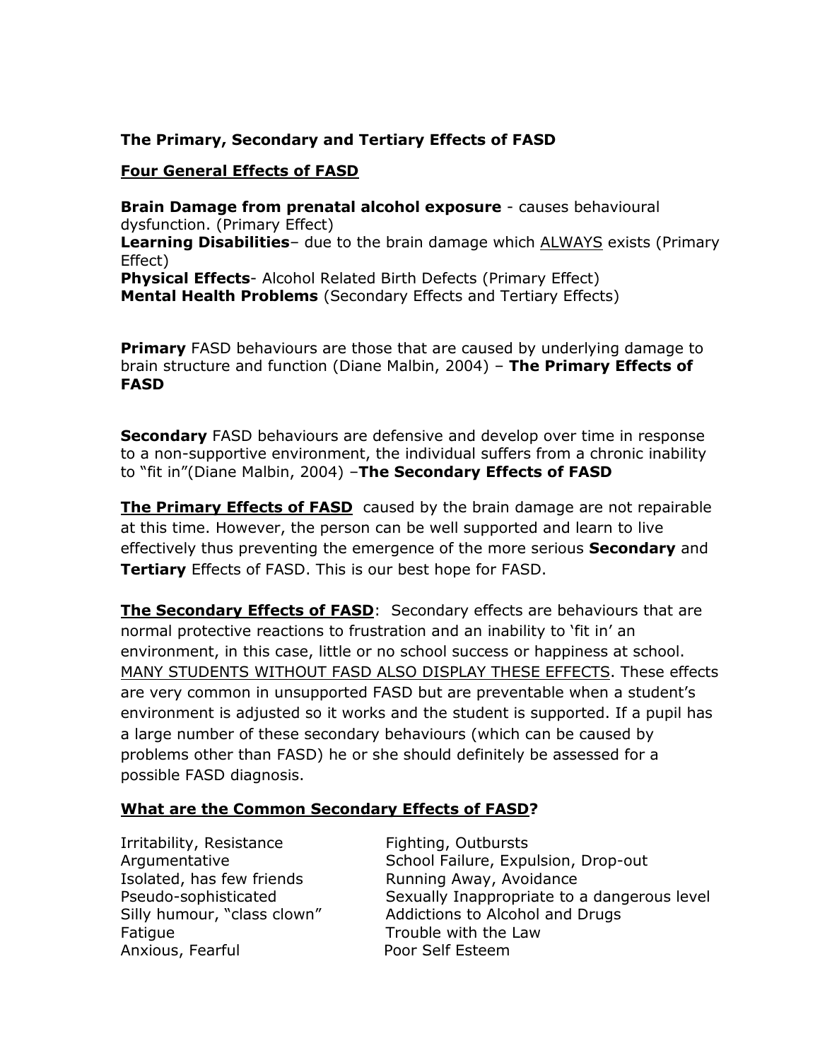**The Primary, Secondary and Tertiary Effects of FASD**

**<u>Four General Effects of FASD</u>**

**Brain Damage from prenatal alcohol exposure** - causes behavioural dysfunction. (Primary Effect)
**Learning Disabilities**– due to the brain damage which <u>ALWAYS</u> exists (Primary Effect)
**Physical Effects**- Alcohol Related Birth Defects (Primary Effect)
**Mental Health Problems** (Secondary Effects and Tertiary Effects)

**Primary** FASD behaviours are those that are caused by underlying damage to brain structure and function (Diane Malbin, 2004) – **The Primary Effects of FASD**

**Secondary** FASD behaviours are defensive and develop over time in response to a non-supportive environment, the individual suffers from a chronic inability to "fit in"(Diane Malbin, 2004) –**The Secondary Effects of FASD**

**<u>The Primary Effects of FASD</u>** caused by the brain damage are not repairable at this time. However, the person can be well supported and learn to live effectively thus preventing the emergence of the more serious **Secondary** and **Tertiary** Effects of FASD. This is our best hope for FASD.

**<u>The Secondary Effects of FASD</u>**: Secondary effects are behaviours that are normal protective reactions to frustration and an inability to 'fit in' an environment, in this case, little or no school success or happiness at school. <u>MANY STUDENTS WITHOUT FASD ALSO DISPLAY THESE EFFECTS</u>. These effects are very common in unsupported FASD but are preventable when a student's environment is adjusted so it works and the student is supported. If a pupil has a large number of these secondary behaviours (which can be caused by problems other than FASD) he or she should definitely be assessed for a possible FASD diagnosis.

**<u>What are the Common Secondary Effects of FASD</u>?**

- Irritability, Resistance
- Argumentative
- Isolated, has few friends
- Pseudo-sophisticated
- Silly humour, "class clown"
- Fatigue
- Anxious, Fearful
- Fighting, Outbursts
- School Failure, Expulsion, Drop-out
- Running Away, Avoidance
- Sexually Inappropriate to a dangerous level
- Addictions to Alcohol and Drugs
- Trouble with the Law
- Poor Self Esteem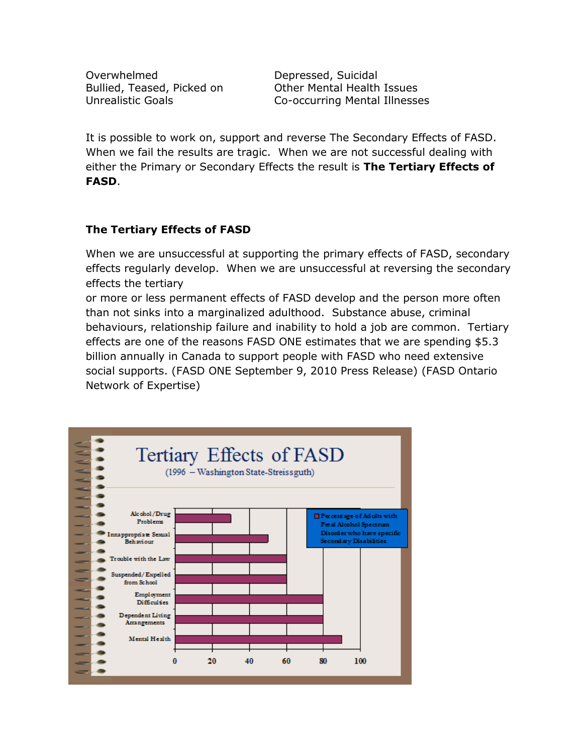Overwhelmed
Bullied, Teased, Picked on
Unrealistic Goals

Depressed, Suicidal
Other Mental Health Issues
Co-occurring Mental Illnesses

It is possible to work on, support and reverse The Secondary Effects of FASD. When we fail the results are tragic. When we are not successful dealing with either the Primary or Secondary Effects the result is **The Tertiary Effects of FASD**.

### The Tertiary Effects of FASD

When we are unsuccessful at supporting the primary effects of FASD, secondary effects regularly develop. When we are unsuccessful at reversing the secondary effects the tertiary
or more or less permanent effects of FASD develop and the person more often than not sinks into a marginalized adulthood. Substance abuse, criminal behaviours, relationship failure and inability to hold a job are common. Tertiary effects are one of the reasons FASD ONE estimates that we are spending $5.3 billion annually in Canada to support people with FASD who need extensive social supports. (FASD ONE September 9, 2010 Press Release) (FASD Ontario Network of Expertise)

**Tertiary Effects of FASD**
(1996 – Washington State-Streissguth)

Percentage of Adults with Fetal Alcohol Spectrum Disorder who have specific Secondary Disabilities

| Secondary Disability | Percentage |
|---|---|
| Alcohol/Drug Problems | 30 |
| Innappropriate Sexual Behaviour | 50 |
| Trouble with the Law | 60 |
| Suspended/Expelled from School | 60 |
| Employment Difficulties | 80 |
| Dependent Living Arrangements | 80 |
| Mental Health | 90 |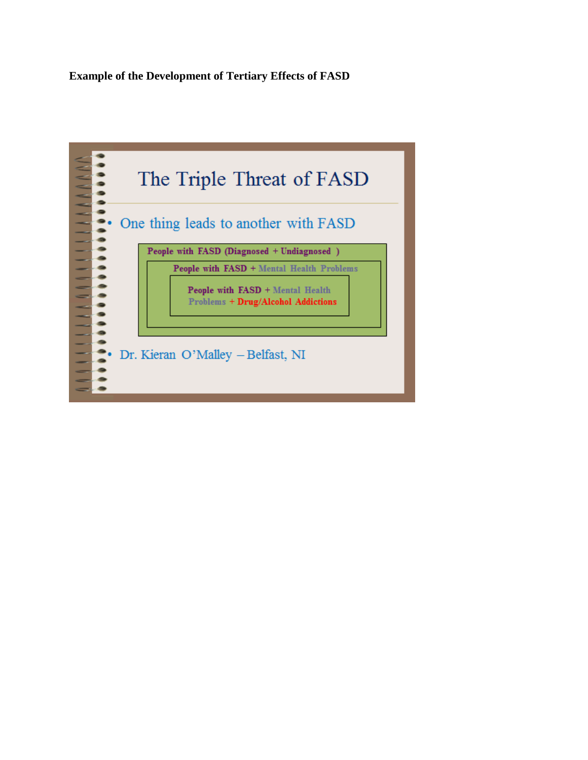**Example of the Development of Tertiary Effects of FASD**

The Triple Threat of FASD

- One thing leads to another with FASD

People with FASD (Diagnosed + Undiagnosed )

People with FASD + Mental Health Problems

People with FASD + Mental Health Problems + Drug/Alcohol Addictions

- Dr. Kieran O'Malley – Belfast, NI